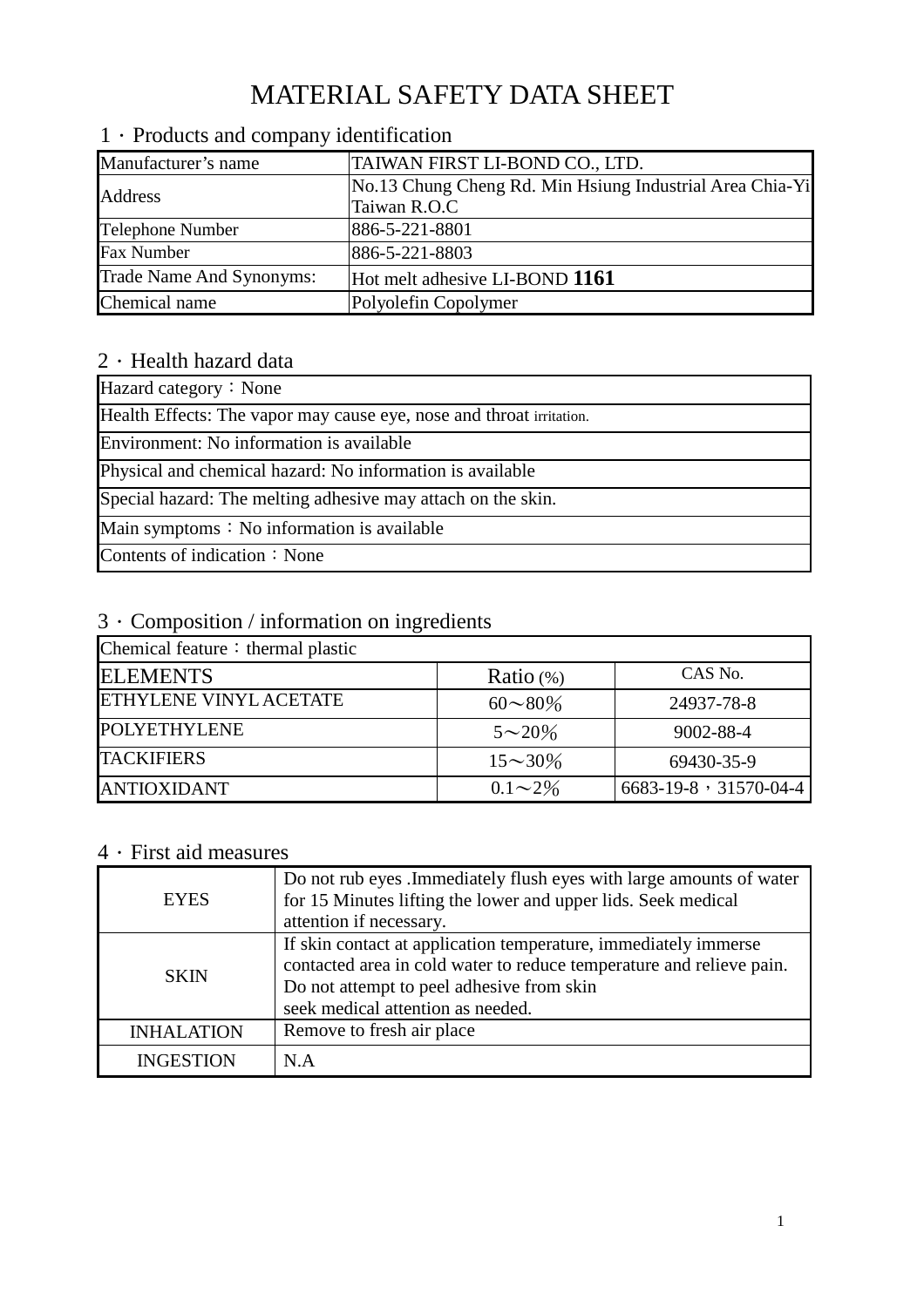# MATERIAL SAFETY DATA SHEET

## 1．Products and company identification

| Manufacturer's name | TAIWAN FIRST LI-BOND CO., LTD. |
|---|---|
| Address | No.13 Chung Cheng Rd. Min Hsiung Industrial Area Chia-Yi Taiwan R.O.C |
| Telephone Number | 886-5-221-8801 |
| Fax Number | 886-5-221-8803 |
| Trade Name And Synonyms: | Hot melt adhesive LI-BOND **1161** |
| Chemical name | Polyolefin Copolymer |

## 2．Health hazard data

| Hazard category：None |
|---|
| Health Effects: The vapor may cause eye, nose and throat irritation. |
| Environment: No information is available |
| Physical and chemical hazard: No information is available |
| Special hazard: The melting adhesive may attach on the skin. |
| Main symptoms：No information is available |
| Contents of indication：None |

## 3．Composition / information on ingredients

Chemical feature：thermal plastic

| ELEMENTS | Ratio (%) | CAS No. |
|---|---|---|
| ETHYLENE VINYL ACETATE | 60～80% | 24937-78-8 |
| POLYETHYLENE | 5～20% | 9002-88-4 |
| TACKIFIERS | 15～30% | 69430-35-9 |
| ANTIOXIDANT | 0.1～2% | 6683-19-8，31570-04-4 |

## 4．First aid measures

| EYES | Do not rub eyes .Immediately flush eyes with large amounts of water for 15 Minutes lifting the lower and upper lids. Seek medical attention if necessary. |
|---|---|
| SKIN | If skin contact at application temperature, immediately immerse contacted area in cold water to reduce temperature and relieve pain. Do not attempt to peel adhesive from skin seek medical attention as needed. |
| INHALATION | Remove to fresh air place |
| INGESTION | N.A |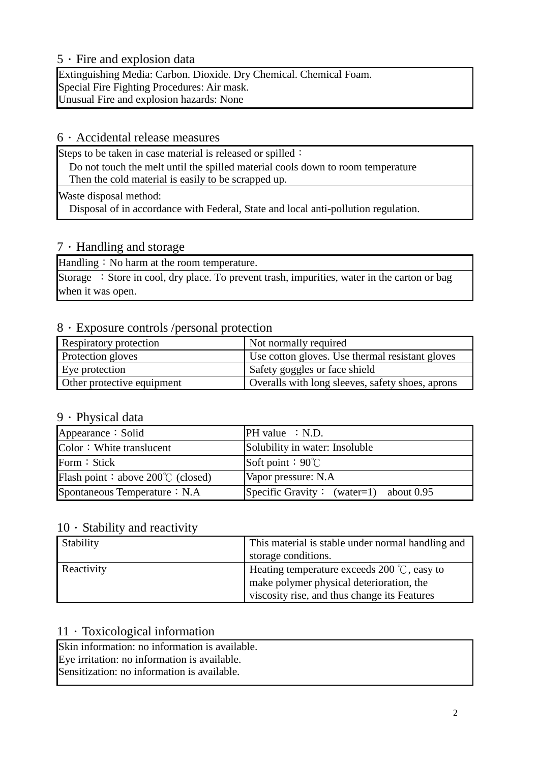## 5．Fire and explosion data

Extinguishing Media: Carbon. Dioxide. Dry Chemical. Chemical Foam.
Special Fire Fighting Procedures: Air mask.
Unusual Fire and explosion hazards: None

## 6．Accidental release measures

Steps to be taken in case material is released or spilled：

Do not touch the melt until the spilled material cools down to room temperature
Then the cold material is easily to be scrapped up.

Waste disposal method:

Disposal of in accordance with Federal, State and local anti-pollution regulation.

## 7．Handling and storage

Handling：No harm at the room temperature.

Storage ：Store in cool, dry place. To prevent trash, impurities, water in the carton or bag when it was open.

## 8．Exposure controls /personal protection

| Respiratory protection | Not normally required |
|---|---|
| Protection gloves | Use cotton gloves. Use thermal resistant gloves |
| Eye protection | Safety goggles or face shield |
| Other protective equipment | Overalls with long sleeves, safety shoes, aprons |

## 9．Physical data

| Appearance：Solid | PH value ：N.D. |
|---|---|
| Color：White translucent | Solubility in water: Insoluble |
| Form：Stick | Soft point：90℃ |
| Flash point：above 200℃ (closed) | Vapor pressure: N.A |
| Spontaneous Temperature：N.A | Specific Gravity： (water=1) about 0.95 |

## 10．Stability and reactivity

| Stability | This material is stable under normal handling and storage conditions. |
|---|---|
| Reactivity | Heating temperature exceeds 200 ℃, easy to make polymer physical deterioration, the viscosity rise, and thus change its Features |

## 11．Toxicological information

Skin information: no information is available.
Eye irritation: no information is available.
Sensitization: no information is available.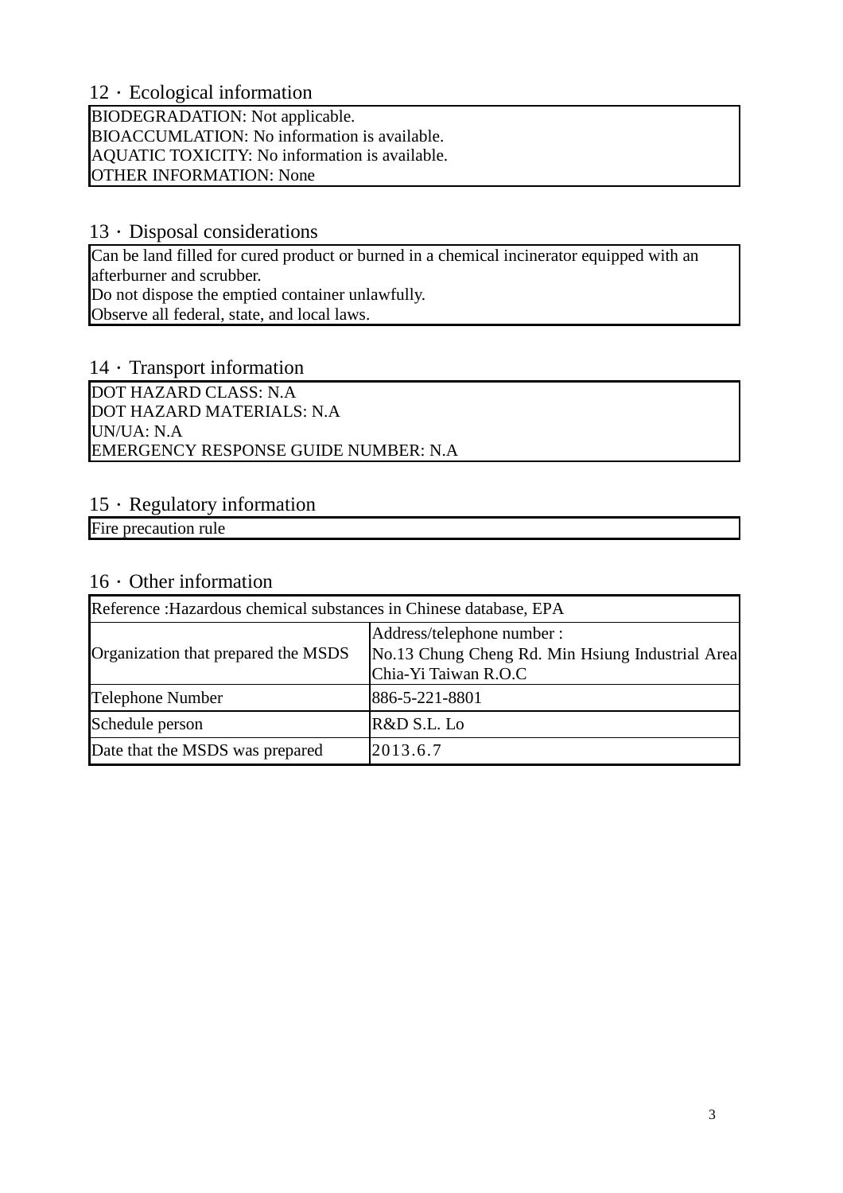## 12．Ecological information

BIODEGRADATION: Not applicable.
BIOACCUMLATION: No information is available.
AQUATIC TOXICITY: No information is available.
OTHER INFORMATION: None

## 13．Disposal considerations

Can be land filled for cured product or burned in a chemical incinerator equipped with an afterburner and scrubber.
Do not dispose the emptied container unlawfully.
Observe all federal, state, and local laws.

## 14．Transport information

DOT HAZARD CLASS: N.A
DOT HAZARD MATERIALS: N.A
UN/UA: N.A
EMERGENCY RESPONSE GUIDE NUMBER: N.A

## 15．Regulatory information

Fire precaution rule

## 16．Other information

| | |
|---|---|
| Reference :Hazardous chemical substances in Chinese database, EPA | |
| Organization that prepared the MSDS | Address/telephone number :<br>No.13 Chung Cheng Rd. Min Hsiung Industrial Area<br>Chia-Yi Taiwan R.O.C |
| Telephone Number | 886-5-221-8801 |
| Schedule person | R&D S.L. Lo |
| Date that the MSDS was prepared | 2013.6.7 |